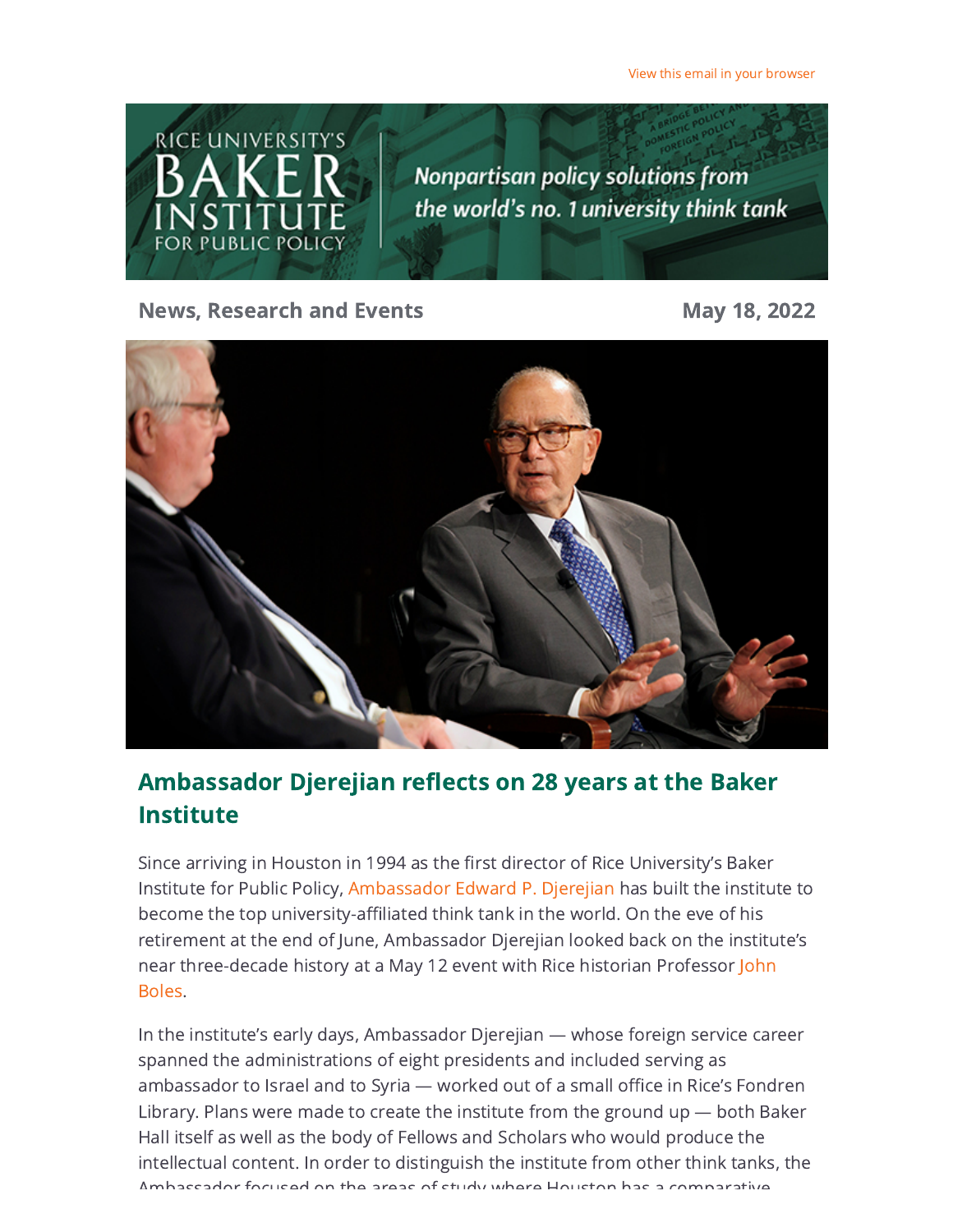View this email in your browser

News, Research and Events

May 18, 2022

## Ambassador Djerejian reflects on 28 years at the Baker Institute

Since arriving in Houston in 1994 as the first director of Rice University's Baker Institute for Public Policy, Ambassador Edward P. Djerejian has built the institute to become the top university-affiliated think tank in the world. On the eve of his retirement at the end of June, Ambassador Djerejian looked back on the institute's near three-decade history at a May 12 event with Rice historian Professor John Boles.

In the institute's early days, Ambassador Djerejian — whose foreign service career spanned the administrations of eight presidents and included serving as ambassador to Israel and to Syria — worked out of a small office in Rice's Fondren Library. Plans were made to create the institute from the ground up — both Baker Hall itself as well as the body of Fellows and Scholars who would produce the intellectual content. In order to distinguish the institute from other think tanks, the Ambassador focused on the areas of study where Houston has a comparative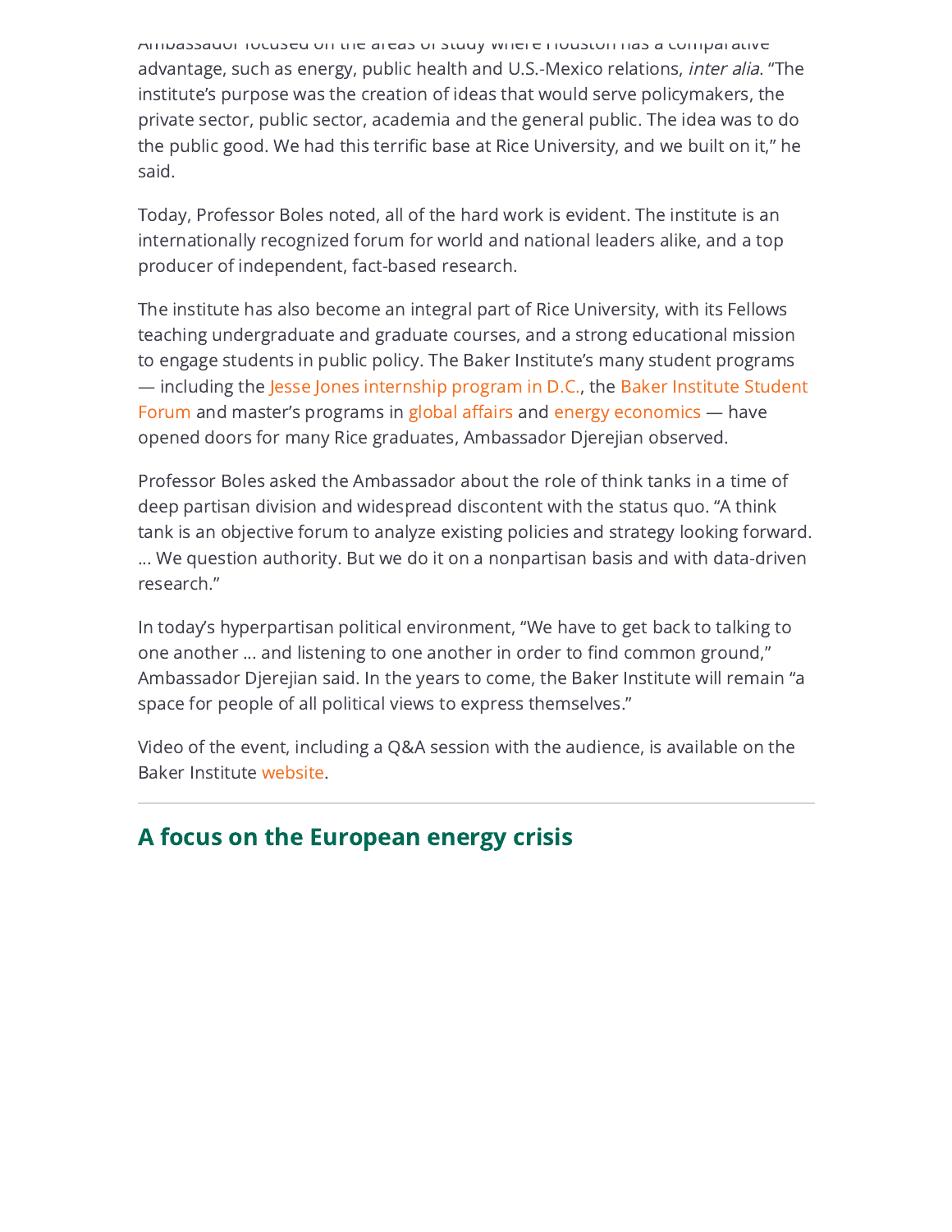Ambassador focused on the areas of study where Houston has a comparative advantage, such as energy, public health and U.S.-Mexico relations, *inter alia*. "The institute's purpose was the creation of ideas that would serve policymakers, the private sector, public sector, academia and the general public. The idea was to do the public good. We had this terrific base at Rice University, and we built on it," he said.

Today, Professor Boles noted, all of the hard work is evident. The institute is an internationally recognized forum for world and national leaders alike, and a top producer of independent, fact-based research.

The institute has also become an integral part of Rice University, with its Fellows teaching undergraduate and graduate courses, and a strong educational mission to engage students in public policy. The Baker Institute's many student programs — including the Jesse Jones internship program in D.C., the Baker Institute Student Forum and master's programs in global affairs and energy economics — have opened doors for many Rice graduates, Ambassador Djerejian observed.

Professor Boles asked the Ambassador about the role of think tanks in a time of deep partisan division and widespread discontent with the status quo. "A think tank is an objective forum to analyze existing policies and strategy looking forward. ... We question authority. But we do it on a nonpartisan basis and with data-driven research."

In today's hyperpartisan political environment, "We have to get back to talking to one another ... and listening to one another in order to find common ground," Ambassador Djerejian said. In the years to come, the Baker Institute will remain "a space for people of all political views to express themselves."

Video of the event, including a Q&A session with the audience, is available on the Baker Institute website.

---

## A focus on the European energy crisis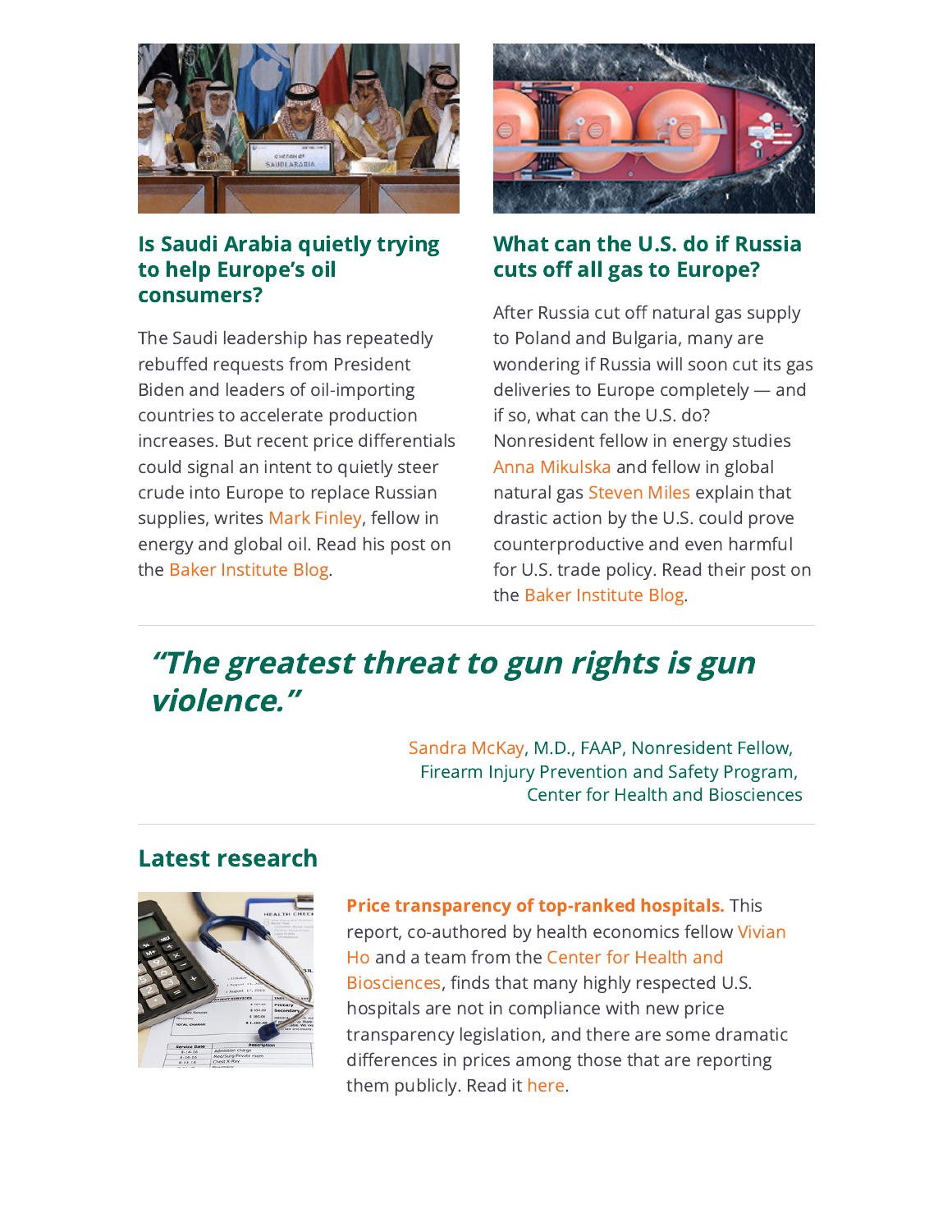### Is Saudi Arabia quietly trying to help Europe's oil consumers?

The Saudi leadership has repeatedly rebuffed requests from President Biden and leaders of oil-importing countries to accelerate production increases. But recent price differentials could signal an intent to quietly steer crude into Europe to replace Russian supplies, writes Mark Finley, fellow in energy and global oil. Read his post on the Baker Institute Blog.

### What can the U.S. do if Russia cuts off all gas to Europe?

After Russia cut off natural gas supply to Poland and Bulgaria, many are wondering if Russia will soon cut its gas deliveries to Europe completely — and if so, what can the U.S. do? Nonresident fellow in energy studies Anna Mikulska and fellow in global natural gas Steven Miles explain that drastic action by the U.S. could prove counterproductive and even harmful for U.S. trade policy. Read their post on the Baker Institute Blog.

---

## *"The greatest threat to gun rights is gun violence."*

Sandra McKay, M.D., FAAP, Nonresident Fellow,
Firearm Injury Prevention and Safety Program,
Center for Health and Biosciences

---

## Latest research

**Price transparency of top-ranked hospitals.** This report, co-authored by health economics fellow Vivian Ho and a team from the Center for Health and Biosciences, finds that many highly respected U.S. hospitals are not in compliance with new price transparency legislation, and there are some dramatic differences in prices among those that are reporting them publicly. Read it here.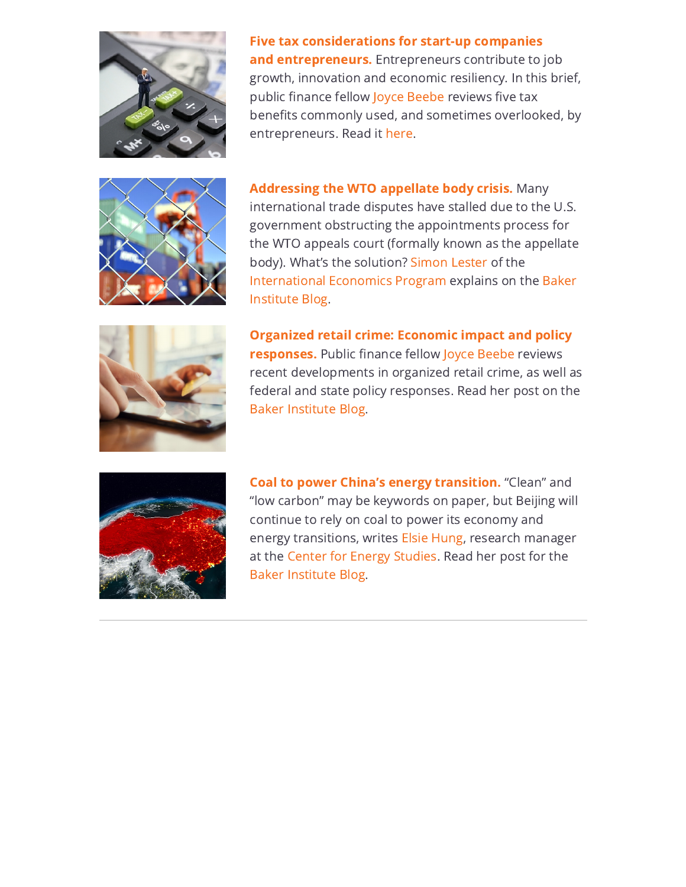**Five tax considerations for start-up companies and entrepreneurs.** Entrepreneurs contribute to job growth, innovation and economic resiliency. In this brief, public finance fellow Joyce Beebe reviews five tax benefits commonly used, and sometimes overlooked, by entrepreneurs. Read it here.

**Addressing the WTO appellate body crisis.** Many international trade disputes have stalled due to the U.S. government obstructing the appointments process for the WTO appeals court (formally known as the appellate body). What's the solution? Simon Lester of the International Economics Program explains on the Baker Institute Blog.

**Organized retail crime: Economic impact and policy responses.** Public finance fellow Joyce Beebe reviews recent developments in organized retail crime, as well as federal and state policy responses. Read her post on the Baker Institute Blog.

**Coal to power China's energy transition.** "Clean" and "low carbon" may be keywords on paper, but Beijing will continue to rely on coal to power its economy and energy transitions, writes Elsie Hung, research manager at the Center for Energy Studies. Read her post for the Baker Institute Blog.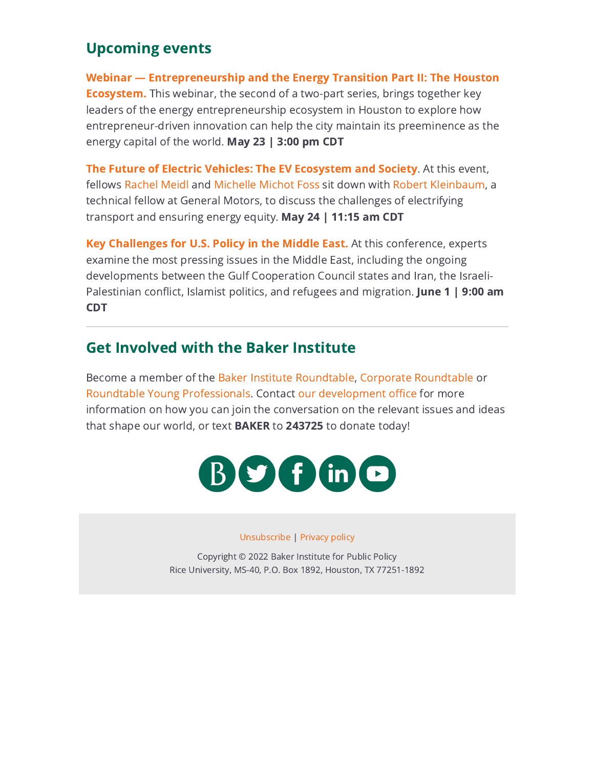## Upcoming events

**Webinar — Entrepreneurship and the Energy Transition Part II: The Houston Ecosystem.** This webinar, the second of a two-part series, brings together key leaders of the energy entrepreneurship ecosystem in Houston to explore how entrepreneur-driven innovation can help the city maintain its preeminence as the energy capital of the world. **May 23 | 3:00 pm CDT**

**The Future of Electric Vehicles: The EV Ecosystem and Society**. At this event, fellows Rachel Meidl and Michelle Michot Foss sit down with Robert Kleinbaum, a technical fellow at General Motors, to discuss the challenges of electrifying transport and ensuring energy equity. **May 24 | 11:15 am CDT**

**Key Challenges for U.S. Policy in the Middle East.** At this conference, experts examine the most pressing issues in the Middle East, including the ongoing developments between the Gulf Cooperation Council states and Iran, the Israeli-Palestinian conflict, Islamist politics, and refugees and migration. **June 1 | 9:00 am CDT**

---

## Get Involved with the Baker Institute

Become a member of the Baker Institute Roundtable, Corporate Roundtable or Roundtable Young Professionals. Contact our development office for more information on how you can join the conversation on the relevant issues and ideas that shape our world, or text **BAKER** to **243725** to donate today!

Unsubscribe | Privacy policy

Copyright © 2022 Baker Institute for Public Policy
Rice University, MS-40, P.O. Box 1892, Houston, TX 77251-1892